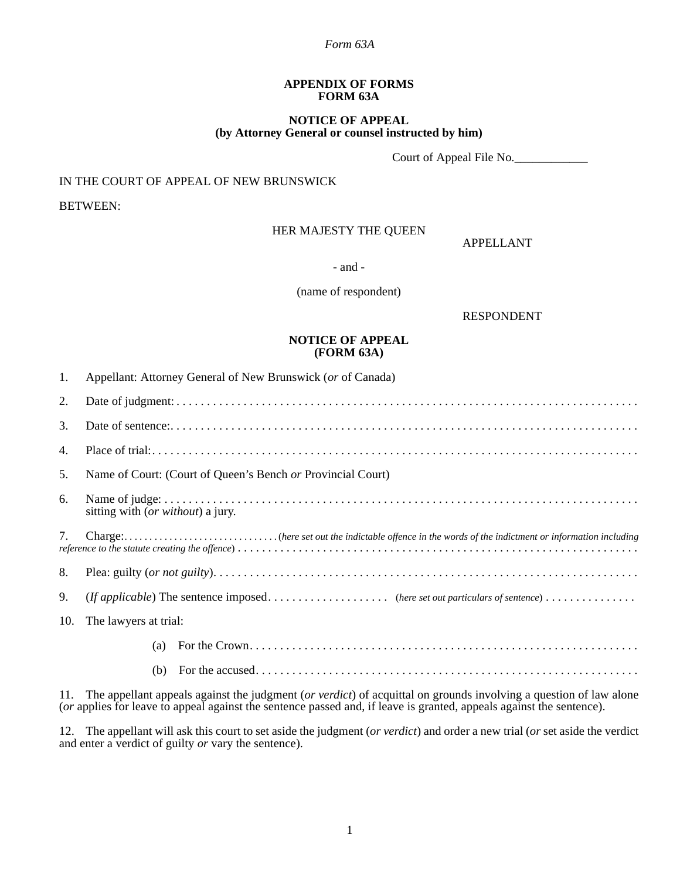*Form 63A*

**APPENDIX OF FORMS**
**FORM 63A**

**NOTICE OF APPEAL**
**(by Attorney General or counsel instructed by him)**

Court of Appeal File No.____________

IN THE COURT OF APPEAL OF NEW BRUNSWICK

BETWEEN:

HER MAJESTY THE QUEEN

APPELLANT

- and -

(name of respondent)

RESPONDENT

**NOTICE OF APPEAL**
**(FORM 63A)**

1. Appellant: Attorney General of New Brunswick (*or* of Canada)

2. Date of judgment: . . . . . . . . . . . . . . . . . . . . . . . . . . . . . . . . . . . . . . . . . . . . . . . . . . . . . . . . . . . . . . . . . . . . . . . . . . .

3. Date of sentence:. . . . . . . . . . . . . . . . . . . . . . . . . . . . . . . . . . . . . . . . . . . . . . . . . . . . . . . . . . . . . . . . . . . . . . . . . . . .

4. Place of trial:. . . . . . . . . . . . . . . . . . . . . . . . . . . . . . . . . . . . . . . . . . . . . . . . . . . . . . . . . . . . . . . . . . . . . . . . . . . . . .

5. Name of Court: (Court of Queen's Bench *or* Provincial Court)

6. Name of judge: . . . . . . . . . . . . . . . . . . . . . . . . . . . . . . . . . . . . . . . . . . . . . . . . . . . . . . . . . . . . . . . . . . . . . . . . . . . . sitting with (*or without*) a jury.

7. Charge:. . . . . . . . . . . . . . . . . . . . . . . . . . . . . . (*here set out the indictable offence in the words of the indictment or information including reference to the statute creating the offence*) . . . . . . . . . . . . . . . . . . . . . . . . . . . . . . . . . . . . . . . . . . . . . . . . . . . . . . . . . . . . . . . .

8. Plea: guilty (*or not guilty*). . . . . . . . . . . . . . . . . . . . . . . . . . . . . . . . . . . . . . . . . . . . . . . . . . . . . . . . . . . . . . . . . . . . .

9. (*If applicable*) The sentence imposed. . . . . . . . . . . . . . . . . . . . (*here set out particulars of sentence*) . . . . . . . . . . . . . . .

10. The lawyers at trial:

    (a) For the Crown. . . . . . . . . . . . . . . . . . . . . . . . . . . . . . . . . . . . . . . . . . . . . . . . . . . . . . . . . . . . . . . . .

    (b) For the accused. . . . . . . . . . . . . . . . . . . . . . . . . . . . . . . . . . . . . . . . . . . . . . . . . . . . . . . . . . . . . . . .

11. The appellant appeals against the judgment (*or verdict*) of acquittal on grounds involving a question of law alone (*or* applies for leave to appeal against the sentence passed and, if leave is granted, appeals against the sentence).

12. The appellant will ask this court to set aside the judgment (*or verdict*) and order a new trial (*or* set aside the verdict and enter a verdict of guilty *or* vary the sentence).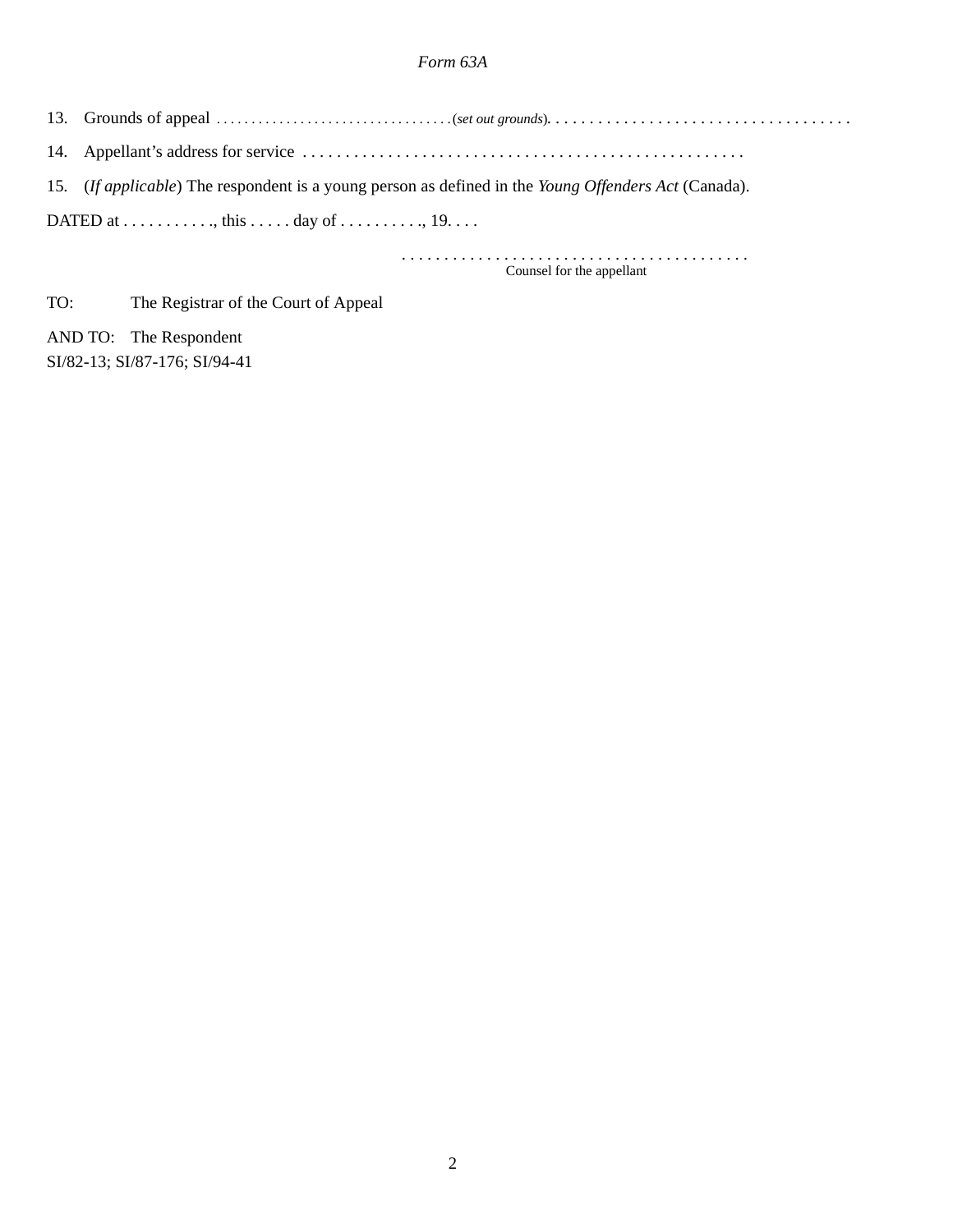13. Grounds of appeal . . . . . . . . . . . . . . . . . . . . . . . . . . . . . . . . . . (*set out grounds*). . . . . . . . . . . . . . . . . . . . . . . . . . . . . . . . . . . . .

14. Appellant's address for service . . . . . . . . . . . . . . . . . . . . . . . . . . . . . . . . . . . . . . . . . . . . . . . . . . . . .

15. (*If applicable*) The respondent is a young person as defined in the *Young Offenders Act* (Canada).

DATED at . . . . . . . . . . ., this . . . . . day of . . . . . . . . . ., 19. . . .

. . . . . . . . . . . . . . . . . . . . . . . . . . . . . . . . . . . . . . . . . .
Counsel for the appellant

TO: The Registrar of the Court of Appeal

AND TO: The Respondent

SI/82-13; SI/87-176; SI/94-41